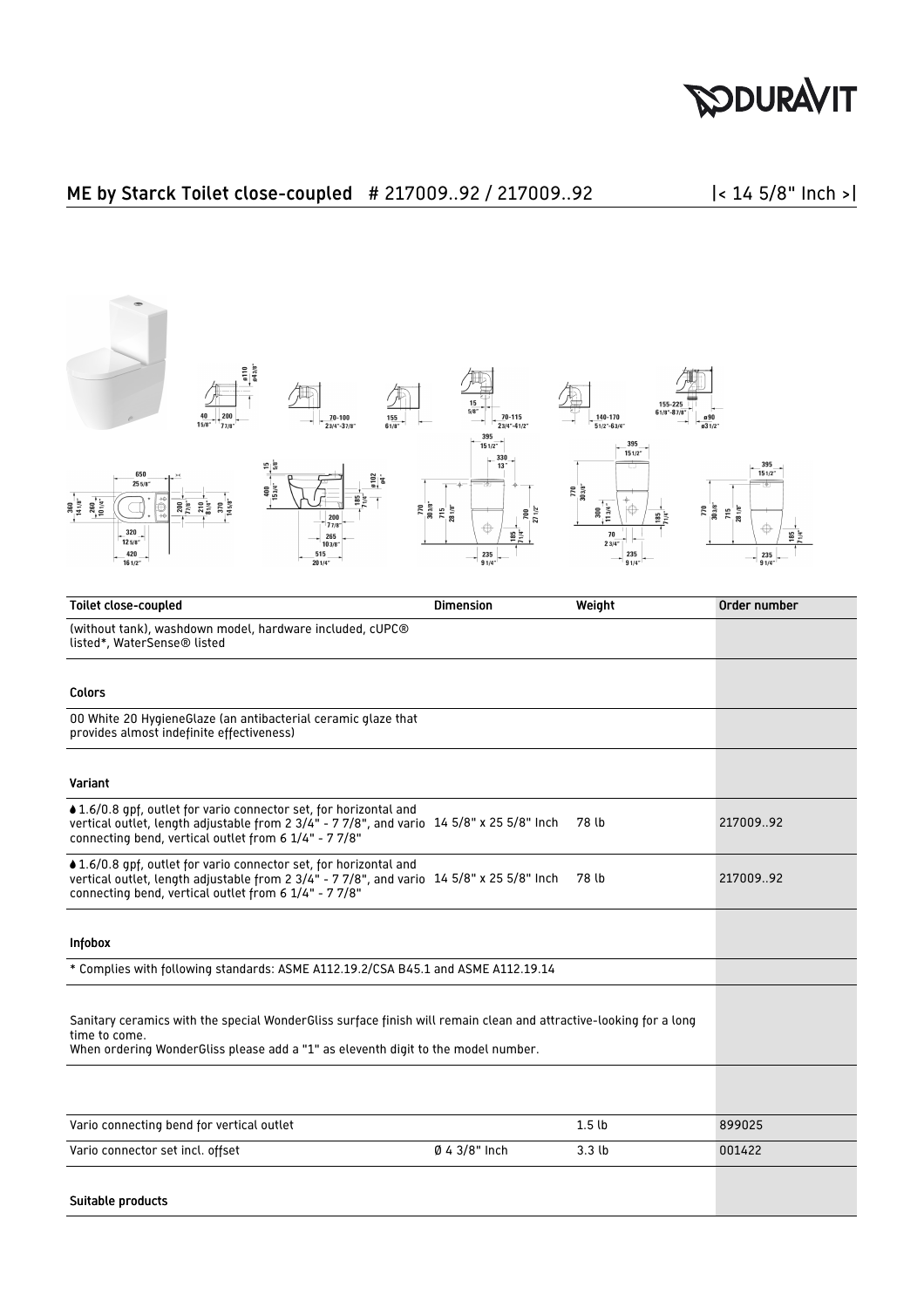## ME by Starck Toilet close-coupled # 217009..92 / 217009..92

|< 14 5/8" Inch >|

| Toilet close-coupled | Dimension | Weight | Order number |
|---|---|---|---|
| (without tank), washdown model, hardware included, cUPC® listed*, WaterSense® listed | | | |
| **Colors** | | | |
| 00 White 20 HygieneGlaze (an antibacterial ceramic glaze that provides almost indefinite effectiveness) | | | |
| **Variant** | | | |
| ♦ 1.6/0.8 gpf, outlet for vario connector set, for horizontal and vertical outlet, length adjustable from 2 3/4" - 7 7/8", and vario connecting bend, vertical outlet from 6 1/4" - 7 7/8" | 14 5/8" x 25 5/8" Inch | 78 lb | 217009..92 |
| ♦ 1.6/0.8 gpf, outlet for vario connector set, for horizontal and vertical outlet, length adjustable from 2 3/4" - 7 7/8", and vario connecting bend, vertical outlet from 6 1/4" - 7 7/8" | 14 5/8" x 25 5/8" Inch | 78 lb | 217009..92 |
| **Infobox** | | | |
| * Complies with following standards: ASME A112.19.2/CSA B45.1 and ASME A112.19.14 | | | |
| Sanitary ceramics with the special WonderGliss surface finish will remain clean and attractive-looking for a long time to come. When ordering WonderGliss please add a "1" as eleventh digit to the model number. | | | |
| Vario connecting bend for vertical outlet | | 1.5 lb | 899025 |
| Vario connector set incl. offset | Ø 4 3/8" Inch | 3.3 lb | 001422 |
| **Suitable products** | | | |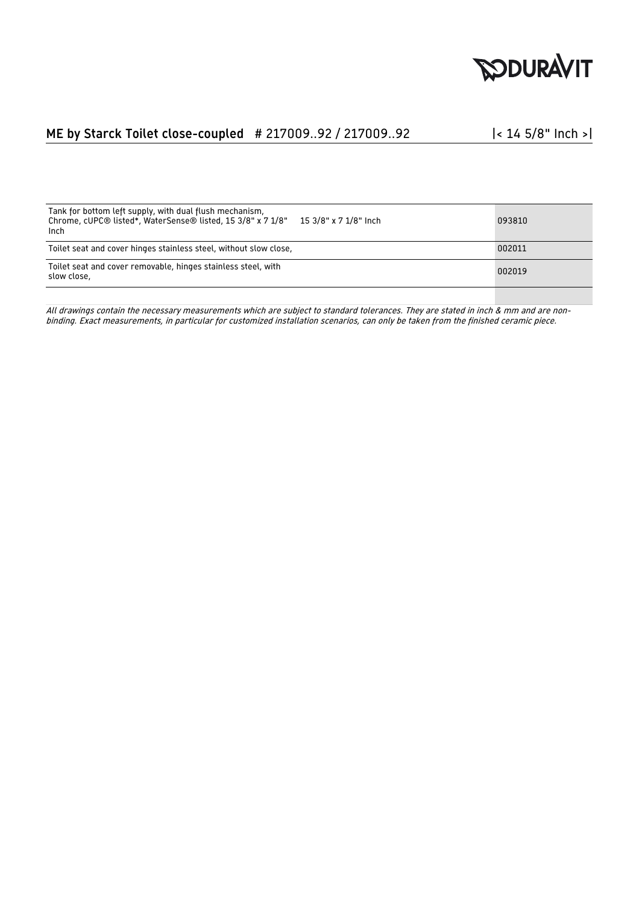## ME by Starck Toilet close-coupled # 217009..92 / 217009..92 |< 14 5/8" Inch >|

| | | |
|---|---|---|
| Tank for bottom left supply, with dual flush mechanism, Chrome, cUPC® listed*, WaterSense® listed, 15 3/8" x 7 1/8" Inch | 15 3/8" x 7 1/8" Inch | 093810 |
| Toilet seat and cover hinges stainless steel, without slow close, | | 002011 |
| Toilet seat and cover removable, hinges stainless steel, with slow close, | | 002019 |

*All drawings contain the necessary measurements which are subject to standard tolerances. They are stated in inch & mm and are non-binding. Exact measurements, in particular for customized installation scenarios, can only be taken from the finished ceramic piece.*